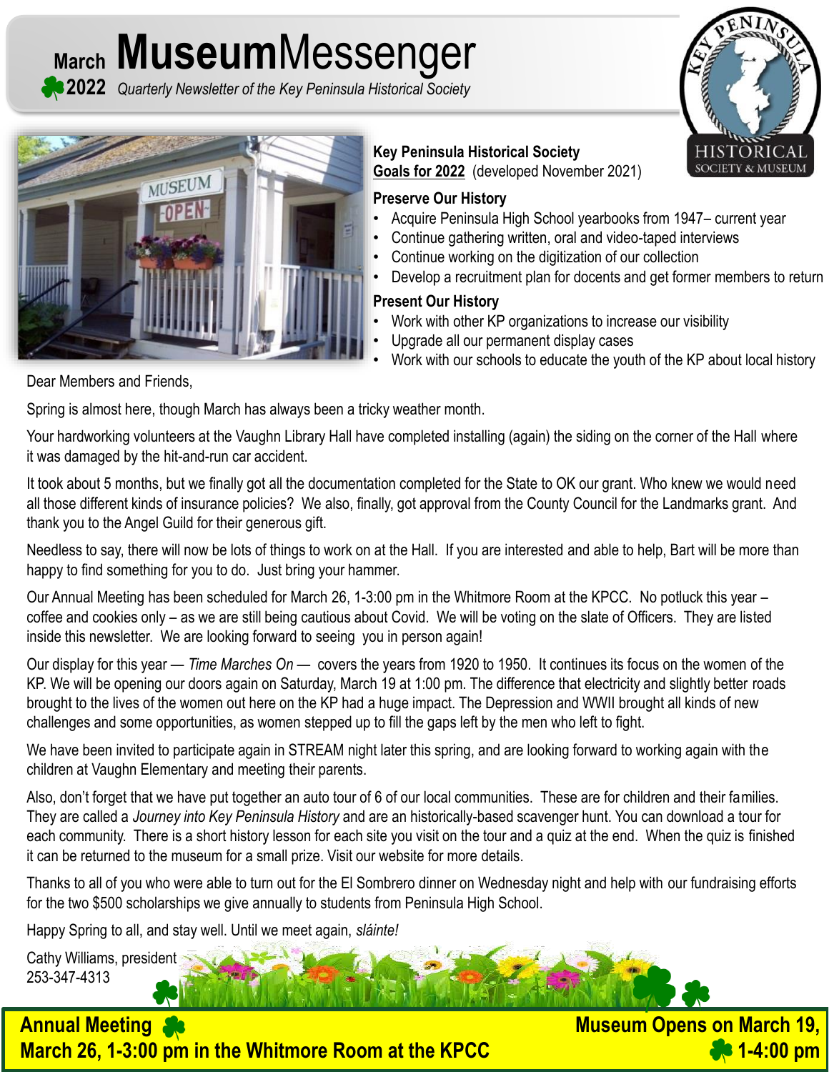# March **Museum**Messenger

**2022** *Quarterly Newsletter of the Key Peninsula Historical Society*

**Key Peninsula Historical Society**
**Goals for 2022** (developed November 2021)

### Preserve Our History

- Acquire Peninsula High School yearbooks from 1947– current year
- Continue gathering written, oral and video-taped interviews
- Continue working on the digitization of our collection
- Develop a recruitment plan for docents and get former members to return

### Present Our History

- Work with other KP organizations to increase our visibility
- Upgrade all our permanent display cases
- Work with our schools to educate the youth of the KP about local history

Dear Members and Friends,

Spring is almost here, though March has always been a tricky weather month.

Your hardworking volunteers at the Vaughn Library Hall have completed installing (again) the siding on the corner of the Hall where it was damaged by the hit-and-run car accident.

It took about 5 months, but we finally got all the documentation completed for the State to OK our grant. Who knew we would need all those different kinds of insurance policies? We also, finally, got approval from the County Council for the Landmarks grant. And thank you to the Angel Guild for their generous gift.

Needless to say, there will now be lots of things to work on at the Hall. If you are interested and able to help, Bart will be more than happy to find something for you to do. Just bring your hammer.

Our Annual Meeting has been scheduled for March 26, 1-3:00 pm in the Whitmore Room at the KPCC. No potluck this year – coffee and cookies only – as we are still being cautious about Covid. We will be voting on the slate of Officers. They are listed inside this newsletter. We are looking forward to seeing you in person again!

Our display for this year — *Time Marches On* — covers the years from 1920 to 1950. It continues its focus on the women of the KP. We will be opening our doors again on Saturday, March 19 at 1:00 pm. The difference that electricity and slightly better roads brought to the lives of the women out here on the KP had a huge impact. The Depression and WWII brought all kinds of new challenges and some opportunities, as women stepped up to fill the gaps left by the men who left to fight.

We have been invited to participate again in STREAM night later this spring, and are looking forward to working again with the children at Vaughn Elementary and meeting their parents.

Also, don't forget that we have put together an auto tour of 6 of our local communities. These are for children and their families. They are called a *Journey into Key Peninsula History* and are an historically-based scavenger hunt. You can download a tour for each community. There is a short history lesson for each site you visit on the tour and a quiz at the end. When the quiz is finished it can be returned to the museum for a small prize. Visit our website for more details.

Thanks to all of you who were able to turn out for the El Sombrero dinner on Wednesday night and help with our fundraising efforts for the two $500 scholarships we give annually to students from Peninsula High School.

Happy Spring to all, and stay well. Until we meet again, *sláinte!*

Cathy Williams, president
253-347-4313

**Annual Meeting**
**March 26, 1-3:00 pm in the Whitmore Room at the KPCC**

**Museum Opens on March 19, 1-4:00 pm**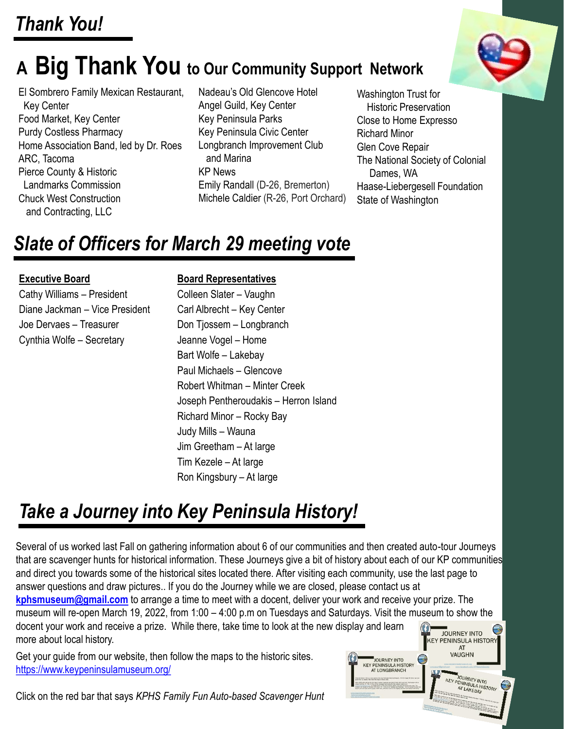# *Thank You!*

## A Big Thank You to Our Community Support Network

El Sombrero Family Mexican Restaurant, Key Center
Food Market, Key Center
Purdy Costless Pharmacy
Home Association Band, led by Dr. Roes
ARC, Tacoma
Pierce County & Historic Landmarks Commission
Chuck West Construction and Contracting, LLC
Nadeau's Old Glencove Hotel
Angel Guild, Key Center
Key Peninsula Parks
Key Peninsula Civic Center
Longbranch Improvement Club and Marina
KP News
Emily Randall (D-26, Bremerton)
Michele Caldier (R-26, Port Orchard)
Washington Trust for Historic Preservation
Close to Home Expresso
Richard Minor
Glen Cove Repair
The National Society of Colonial Dames, WA
Haase-Liebergesell Foundation
State of Washington

## *Slate of Officers for March 29 meeting vote*

**Executive Board**

Cathy Williams – President
Diane Jackman – Vice President
Joe Dervaes – Treasurer
Cynthia Wolfe – Secretary

**Board Representatives**

Colleen Slater – Vaughn
Carl Albrecht – Key Center
Don Tjossem – Longbranch
Jeanne Vogel – Home
Bart Wolfe – Lakebay
Paul Michaels – Glencove
Robert Whitman – Minter Creek
Joseph Pentheroudakis – Herron Island
Richard Minor – Rocky Bay
Judy Mills – Wauna
Jim Greetham – At large
Tim Kezele – At large
Ron Kingsbury – At large

## *Take a Journey into Key Peninsula History!*

Several of us worked last Fall on gathering information about 6 of our communities and then created auto-tour Journeys that are scavenger hunts for historical information. These Journeys give a bit of history about each of our KP communities and direct you towards some of the historical sites located there. After visiting each community, use the last page to answer questions and draw pictures.. If you do the Journey while we are closed, please contact us at **kphsmuseum@gmail.com** to arrange a time to meet with a docent, deliver your work and receive your prize. The museum will re-open March 19, 2022, from 1:00 – 4:00 p.m on Tuesdays and Saturdays. Visit the museum to show the docent your work and receive a prize. While there, take time to look at the new display and learn more about local history.

Get your guide from our website, then follow the maps to the historic sites.
https://www.keypeninsulamuseum.org/

Click on the red bar that says *KPHS Family Fun Auto-based Scavenger Hunt*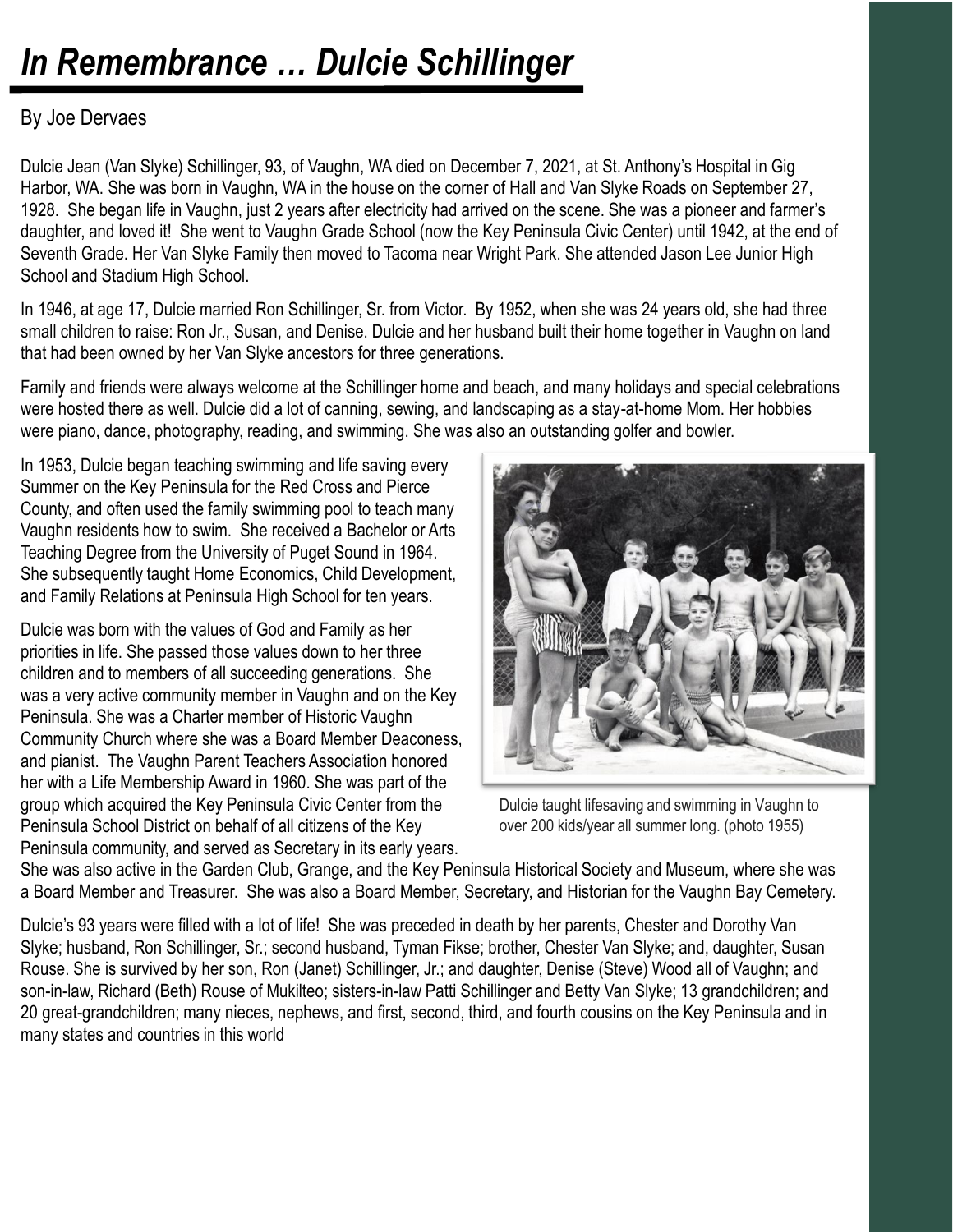# *In Remembrance … Dulcie Schillinger*

By Joe Dervaes

Dulcie Jean (Van Slyke) Schillinger, 93, of Vaughn, WA died on December 7, 2021, at St. Anthony's Hospital in Gig Harbor, WA. She was born in Vaughn, WA in the house on the corner of Hall and Van Slyke Roads on September 27, 1928. She began life in Vaughn, just 2 years after electricity had arrived on the scene. She was a pioneer and farmer's daughter, and loved it! She went to Vaughn Grade School (now the Key Peninsula Civic Center) until 1942, at the end of Seventh Grade. Her Van Slyke Family then moved to Tacoma near Wright Park. She attended Jason Lee Junior High School and Stadium High School.

In 1946, at age 17, Dulcie married Ron Schillinger, Sr. from Victor. By 1952, when she was 24 years old, she had three small children to raise: Ron Jr., Susan, and Denise. Dulcie and her husband built their home together in Vaughn on land that had been owned by her Van Slyke ancestors for three generations.

Family and friends were always welcome at the Schillinger home and beach, and many holidays and special celebrations were hosted there as well. Dulcie did a lot of canning, sewing, and landscaping as a stay-at-home Mom. Her hobbies were piano, dance, photography, reading, and swimming. She was also an outstanding golfer and bowler.

In 1953, Dulcie began teaching swimming and life saving every Summer on the Key Peninsula for the Red Cross and Pierce County, and often used the family swimming pool to teach many Vaughn residents how to swim. She received a Bachelor or Arts Teaching Degree from the University of Puget Sound in 1964. She subsequently taught Home Economics, Child Development, and Family Relations at Peninsula High School for ten years.

Dulcie taught lifesaving and swimming in Vaughn to over 200 kids/year all summer long. (photo 1955)

Dulcie was born with the values of God and Family as her priorities in life. She passed those values down to her three children and to members of all succeeding generations. She was a very active community member in Vaughn and on the Key Peninsula. She was a Charter member of Historic Vaughn Community Church where she was a Board Member Deaconess, and pianist. The Vaughn Parent Teachers Association honored her with a Life Membership Award in 1960. She was part of the group which acquired the Key Peninsula Civic Center from the Peninsula School District on behalf of all citizens of the Key Peninsula community, and served as Secretary in its early years. She was also active in the Garden Club, Grange, and the Key Peninsula Historical Society and Museum, where she was a Board Member and Treasurer. She was also a Board Member, Secretary, and Historian for the Vaughn Bay Cemetery.

Dulcie's 93 years were filled with a lot of life! She was preceded in death by her parents, Chester and Dorothy Van Slyke; husband, Ron Schillinger, Sr.; second husband, Tyman Fikse; brother, Chester Van Slyke; and, daughter, Susan Rouse. She is survived by her son, Ron (Janet) Schillinger, Jr.; and daughter, Denise (Steve) Wood all of Vaughn; and son-in-law, Richard (Beth) Rouse of Mukilteo; sisters-in-law Patti Schillinger and Betty Van Slyke; 13 grandchildren; and 20 great-grandchildren; many nieces, nephews, and first, second, third, and fourth cousins on the Key Peninsula and in many states and countries in this world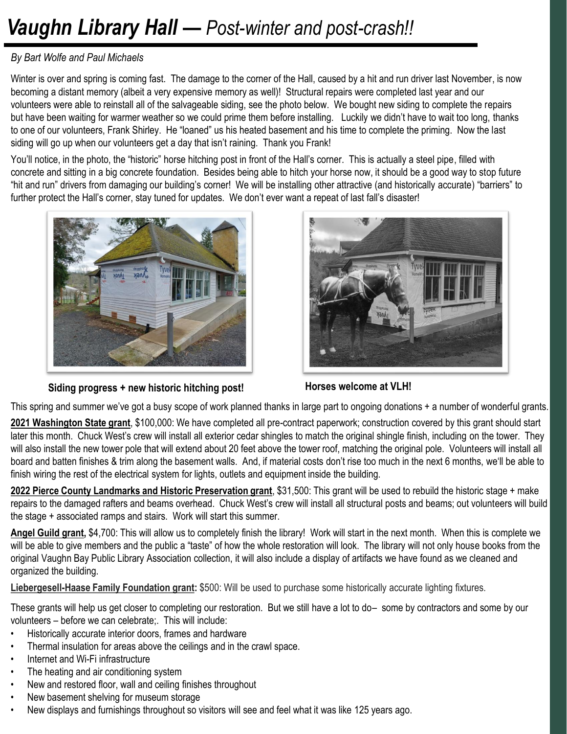# *Vaughn Library Hall — Post-winter and post-crash!!*

*By Bart Wolfe and Paul Michaels*

Winter is over and spring is coming fast. The damage to the corner of the Hall, caused by a hit and run driver last November, is now becoming a distant memory (albeit a very expensive memory as well)! Structural repairs were completed last year and our volunteers were able to reinstall all of the salvageable siding, see the photo below. We bought new siding to complete the repairs but have been waiting for warmer weather so we could prime them before installing. Luckily we didn't have to wait too long, thanks to one of our volunteers, Frank Shirley. He "loaned" us his heated basement and his time to complete the priming. Now the last siding will go up when our volunteers get a day that isn't raining. Thank you Frank!

You'll notice, in the photo, the "historic" horse hitching post in front of the Hall's corner. This is actually a steel pipe, filled with concrete and sitting in a big concrete foundation. Besides being able to hitch your horse now, it should be a good way to stop future "hit and run" drivers from damaging our building's corner! We will be installing other attractive (and historically accurate) "barriers" to further protect the Hall's corner, stay tuned for updates. We don't ever want a repeat of last fall's disaster!

**Siding progress + new historic hitching post!**

**Horses welcome at VLH!**

This spring and summer we've got a busy scope of work planned thanks in large part to ongoing donations + a number of wonderful grants.

**2021 Washington State grant**, $100,000: We have completed all pre-contract paperwork; construction covered by this grant should start later this month. Chuck West's crew will install all exterior cedar shingles to match the original shingle finish, including on the tower. They will also install the new tower pole that will extend about 20 feet above the tower roof, matching the original pole. Volunteers will install all board and batten finishes & trim along the basement walls. And, if material costs don't rise too much in the next 6 months, we'll be able to finish wiring the rest of the electrical system for lights, outlets and equipment inside the building.

**2022 Pierce County Landmarks and Historic Preservation grant**, $31,500: This grant will be used to rebuild the historic stage + make repairs to the damaged rafters and beams overhead. Chuck West's crew will install all structural posts and beams; out volunteers will build the stage + associated ramps and stairs. Work will start this summer.

**Angel Guild grant,** $4,700: This will allow us to completely finish the library! Work will start in the next month. When this is complete we will be able to give members and the public a "taste" of how the whole restoration will look. The library will not only house books from the original Vaughn Bay Public Library Association collection, it will also include a display of artifacts we have found as we cleaned and organized the building.

**Liebergesell-Haase Family Foundation grant:** $500: Will be used to purchase some historically accurate lighting fixtures.

These grants will help us get closer to completing our restoration. But we still have a lot to do– some by contractors and some by our volunteers – before we can celebrate;. This will include:

- Historically accurate interior doors, frames and hardware
- Thermal insulation for areas above the ceilings and in the crawl space.
- Internet and Wi-Fi infrastructure
- The heating and air conditioning system
- New and restored floor, wall and ceiling finishes throughout
- New basement shelving for museum storage
- New displays and furnishings throughout so visitors will see and feel what it was like 125 years ago.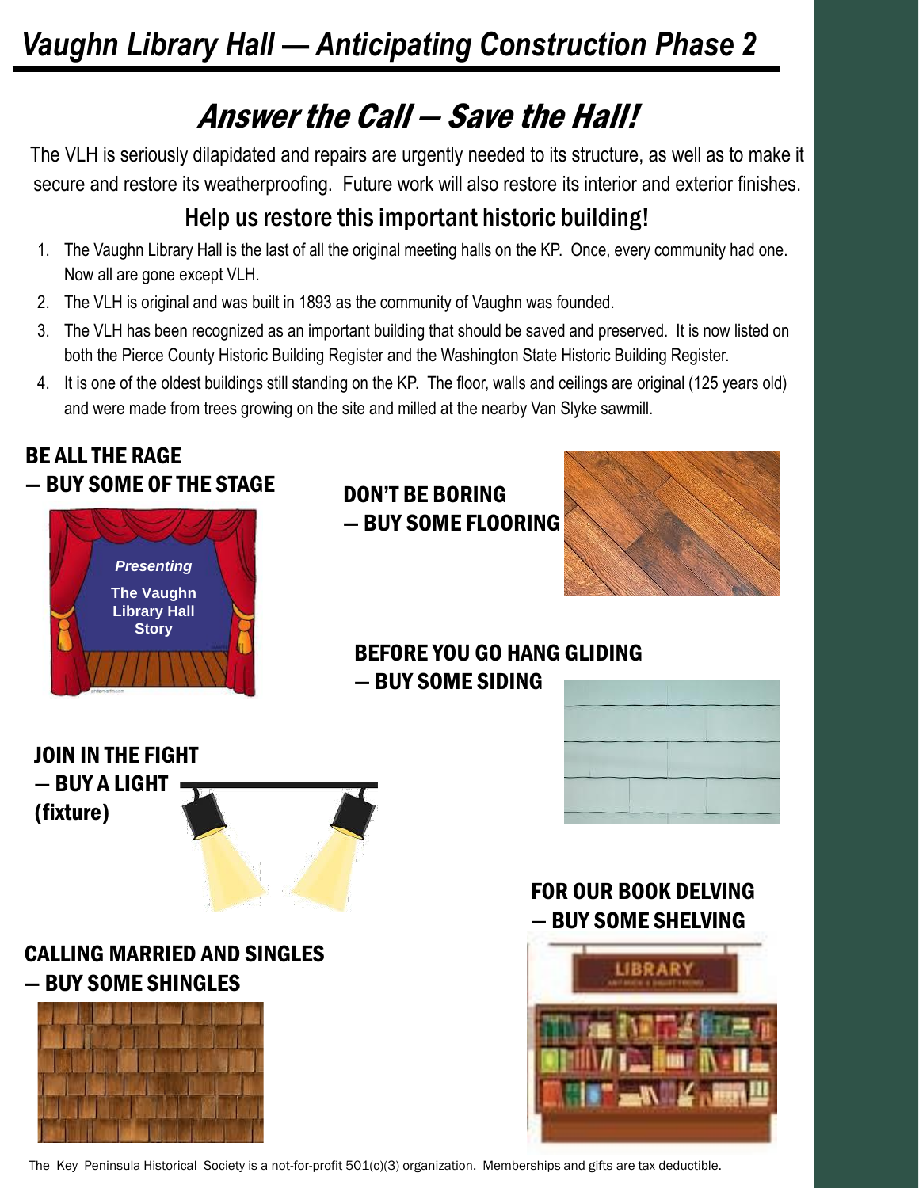# Vaughn Library Hall — Anticipating Construction Phase 2

## *Answer the Call — Save the Hall!*

The VLH is seriously dilapidated and repairs are urgently needed to its structure, as well as to make it secure and restore its weatherproofing. Future work will also restore its interior and exterior finishes.

### Help us restore this important historic building!

1. The Vaughn Library Hall is the last of all the original meeting halls on the KP. Once, every community had one. Now all are gone except VLH.
2. The VLH is original and was built in 1893 as the community of Vaughn was founded.
3. The VLH has been recognized as an important building that should be saved and preserved. It is now listed on both the Pierce County Historic Building Register and the Washington State Historic Building Register.
4. It is one of the oldest buildings still standing on the KP. The floor, walls and ceilings are original (125 years old) and were made from trees growing on the site and milled at the nearby Van Slyke sawmill.

**BE ALL THE RAGE — BUY SOME OF THE STAGE**

**DON'T BE BORING — BUY SOME FLOORING**

**BEFORE YOU GO HANG GLIDING — BUY SOME SIDING**

**JOIN IN THE FIGHT — BUY A LIGHT (fixture)**

**FOR OUR BOOK DELVING — BUY SOME SHELVING**

**CALLING MARRIED AND SINGLES — BUY SOME SHINGLES**

The Key Peninsula Historical Society is a not-for-profit 501(c)(3) organization. Memberships and gifts are tax deductible.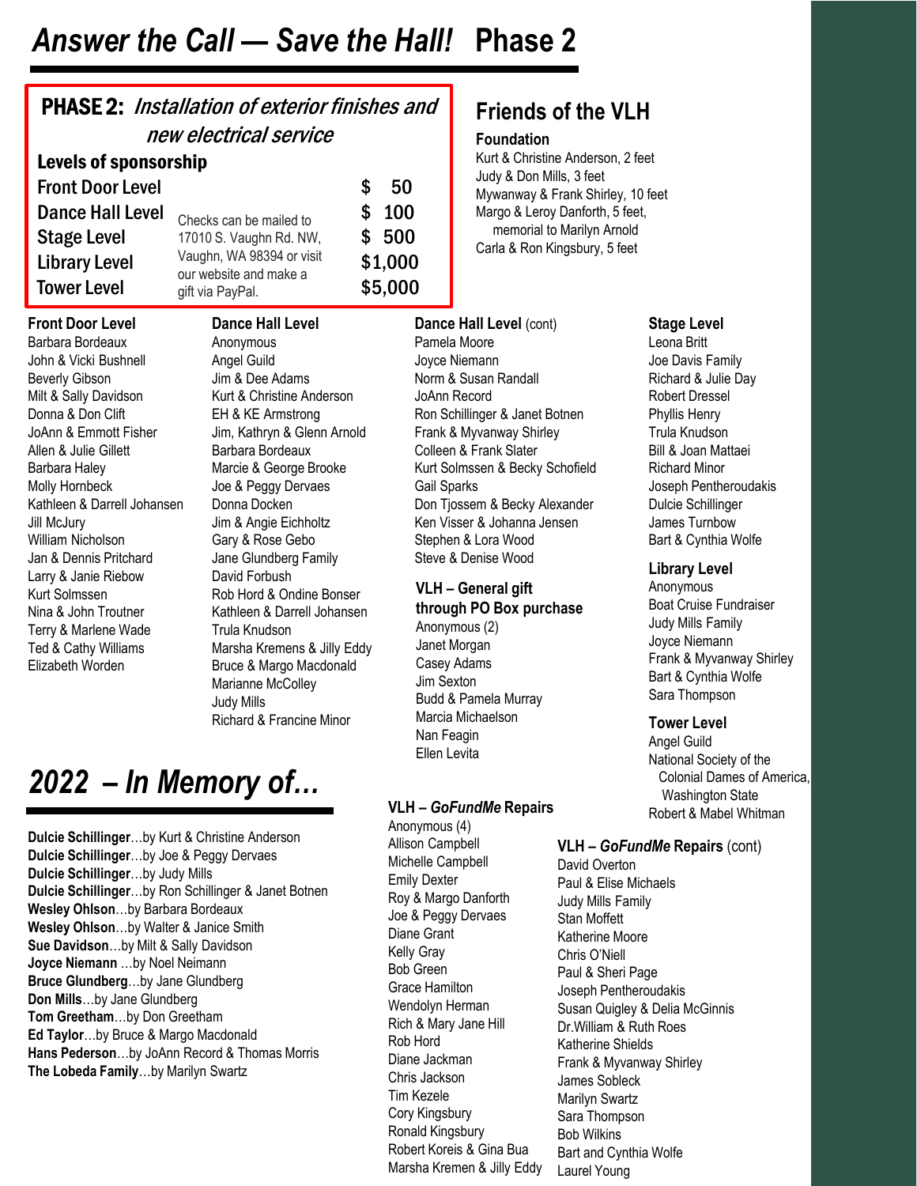# *Answer the Call — Save the Hall!* Phase 2

## PHASE 2: *Installation of exterior finishes and new electrical service*

### Levels of sponsorship

| Level | Amount |
|---|---|
| Front Door Level | $ 50 |
| Dance Hall Level | $ 100 |
| Stage Level | $ 500 |
| Library Level | $1,000 |
| Tower Level | $5,000 |

Checks can be mailed to 17010 S. Vaughn Rd. NW, Vaughn, WA 98394 or visit our website and make a gift via PayPal.

## Friends of the VLH

### Foundation

Kurt & Christine Anderson, 2 feet
Judy & Don Mills, 3 feet
Mywanway & Frank Shirley, 10 feet
Margo & Leroy Danforth, 5 feet, memorial to Marilyn Arnold
Carla & Ron Kingsbury, 5 feet

### Front Door Level

Barbara Bordeaux
John & Vicki Bushnell
Beverly Gibson
Milt & Sally Davidson
Donna & Don Clift
JoAnn & Emmott Fisher
Allen & Julie Gillett
Barbara Haley
Molly Hornbeck
Kathleen & Darrell Johansen
Jill McJury
William Nicholson
Jan & Dennis Pritchard
Larry & Janie Riebow
Kurt Solmssen
Nina & John Troutner
Terry & Marlene Wade
Ted & Cathy Williams
Elizabeth Worden

### Dance Hall Level

Anonymous
Angel Guild
Jim & Dee Adams
Kurt & Christine Anderson
EH & KE Armstrong
Jim, Kathryn & Glenn Arnold
Barbara Bordeaux
Marcie & George Brooke
Joe & Peggy Dervaes
Donna Docken
Jim & Angie Eichholtz
Gary & Rose Gebo
Jane Glundberg Family
David Forbush
Rob Hord & Ondine Bonser
Kathleen & Darrell Johansen
Trula Knudson
Marsha Kremens & Jilly Eddy
Bruce & Margo Macdonald
Marianne McColley
Judy Mills
Richard & Francine Minor

### Dance Hall Level (cont)

Pamela Moore
Joyce Niemann
Norm & Susan Randall
JoAnn Record
Ron Schillinger & Janet Botnen
Frank & Myvanway Shirley
Colleen & Frank Slater
Kurt Solmssen & Becky Schofield
Gail Sparks
Don Tjossem & Becky Alexander
Ken Visser & Johanna Jensen
Stephen & Lora Wood
Steve & Denise Wood

### VLH – General gift through PO Box purchase

Anonymous (2)
Janet Morgan
Casey Adams
Jim Sexton
Budd & Pamela Murray
Marcia Michaelson
Nan Feagin
Ellen Levita

### Stage Level

Leona Britt
Joe Davis Family
Richard & Julie Day
Robert Dressel
Phyllis Henry
Trula Knudson
Bill & Joan Mattaei
Richard Minor
Joseph Pentheroudakis
Dulcie Schillinger
James Turnbow
Bart & Cynthia Wolfe

### Library Level

Anonymous
Boat Cruise Fundraiser
Judy Mills Family
Joyce Niemann
Frank & Myvanway Shirley
Bart & Cynthia Wolfe
Sara Thompson

### Tower Level

Angel Guild
National Society of the Colonial Dames of America, Washington State
Robert & Mabel Whitman

# *2022 – In Memory of…*

**Dulcie Schillinger**…by Kurt & Christine Anderson
**Dulcie Schillinger**…by Joe & Peggy Dervaes
**Dulcie Schillinger**…by Judy Mills
**Dulcie Schillinger**…by Ron Schillinger & Janet Botnen
**Wesley Ohlson**…by Barbara Bordeaux
**Wesley Ohlson**…by Walter & Janice Smith
**Sue Davidson**…by Milt & Sally Davidson
**Joyce Niemann** …by Noel Neimann
**Bruce Glundberg**…by Jane Glundberg
**Don Mills**…by Jane Glundberg
**Tom Greetham**…by Don Greetham
**Ed Taylor**…by Bruce & Margo Macdonald
**Hans Pederson**…by JoAnn Record & Thomas Morris
**The Lobeda Family**…by Marilyn Swartz

### VLH – *GoFundMe* Repairs

Anonymous (4)
Allison Campbell
Michelle Campbell
Emily Dexter
Roy & Margo Danforth
Joe & Peggy Dervaes
Diane Grant
Kelly Gray
Bob Green
Grace Hamilton
Wendolyn Herman
Rich & Mary Jane Hill
Rob Hord
Diane Jackman
Chris Jackson
Tim Kezele
Cory Kingsbury
Ronald Kingsbury
Robert Koreis & Gina Bua
Marsha Kremen & Jilly Eddy

### VLH – *GoFundMe* Repairs (cont)

David Overton
Paul & Elise Michaels
Judy Mills Family
Stan Moffett
Katherine Moore
Chris O'Niell
Paul & Sheri Page
Joseph Pentheroudakis
Susan Quigley & Delia McGinnis
Dr.William & Ruth Roes
Katherine Shields
Frank & Myvanway Shirley
James Sobleck
Marilyn Swartz
Sara Thompson
Bob Wilkins
Bart and Cynthia Wolfe
Laurel Young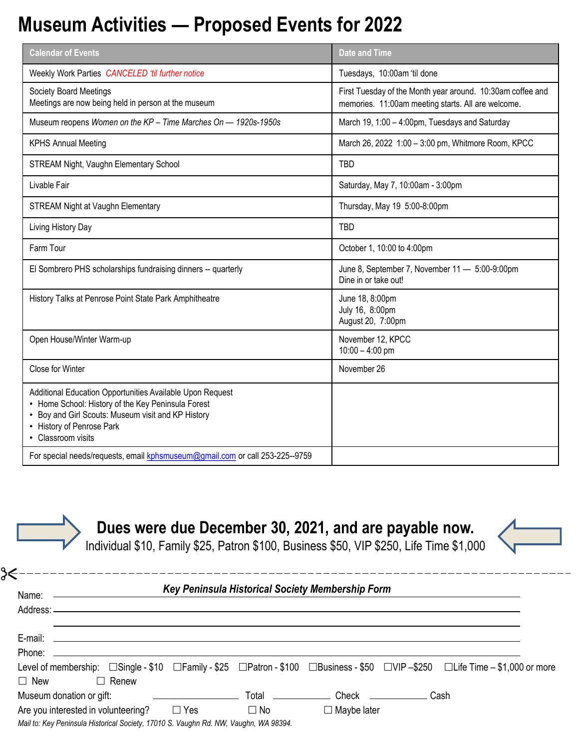# Museum Activities — Proposed Events for 2022

| Calendar of Events | Date and Time |
|---|---|
| Weekly Work Parties *CANCELED 'til further notice* | Tuesdays, 10:00am 'til done |
| Society Board Meetings<br>Meetings are now being held in person at the museum | First Tuesday of the Month year around. 10:30am coffee and memories. 11:00am meeting starts. All are welcome. |
| Museum reopens *Women on the KP – Time Marches On — 1920s-1950s* | March 19, 1:00 – 4:00pm, Tuesdays and Saturday |
| KPHS Annual Meeting | March 26, 2022 1:00 – 3:00 pm, Whitmore Room, KPCC |
| STREAM Night, Vaughn Elementary School | TBD |
| Livable Fair | Saturday, May 7, 10:00am - 3:00pm |
| STREAM Night at Vaughn Elementary | Thursday, May 19 5:00-8:00pm |
| Living History Day | TBD |
| Farm Tour | October 1, 10:00 to 4:00pm |
| El Sombrero PHS scholarships fundraising dinners -- quarterly | June 8, September 7, November 11 — 5:00-9:00pm<br>Dine in or take out! |
| History Talks at Penrose Point State Park Amphitheatre | June 18, 8:00pm<br>July 16, 8:00pm<br>August 20, 7:00pm |
| Open House/Winter Warm-up | November 12, KPCC<br>10:00 – 4:00 pm |
| Close for Winter | November 26 |
| Additional Education Opportunities Available Upon Request<br>• Home School: History of the Key Peninsula Forest<br>• Boy and Girl Scouts: Museum visit and KP History<br>• History of Penrose Park<br>• Classroom visits | |
| For special needs/requests, email kphsmuseum@gmail.com or call 253-225--9759 | |

**Dues were due December 30, 2021, and are payable now.**

Individual $10, Family $25, Patron $100, Business $50, VIP $250, Life Time $1,000

---

***Key Peninsula Historical Society Membership Form***

Name: ______________________________

Address: ______________________________

______________________________

E-mail: ______________________________

Phone: ______________________________

Level of membership: ☐Single - $10 ☐Family - $25 ☐Patron - $100 ☐Business - $50 ☐VIP –$250 ☐Life Time – $1,000 or more

☐ New ☐ Renew

Museum donation or gift: ____________ Total ____________ Check ____________ Cash

Are you interested in volunteering? ☐ Yes ☐ No ☐ Maybe later

*Mail to: Key Peninsula Historical Society, 17010 S. Vaughn Rd. NW, Vaughn, WA 98394.*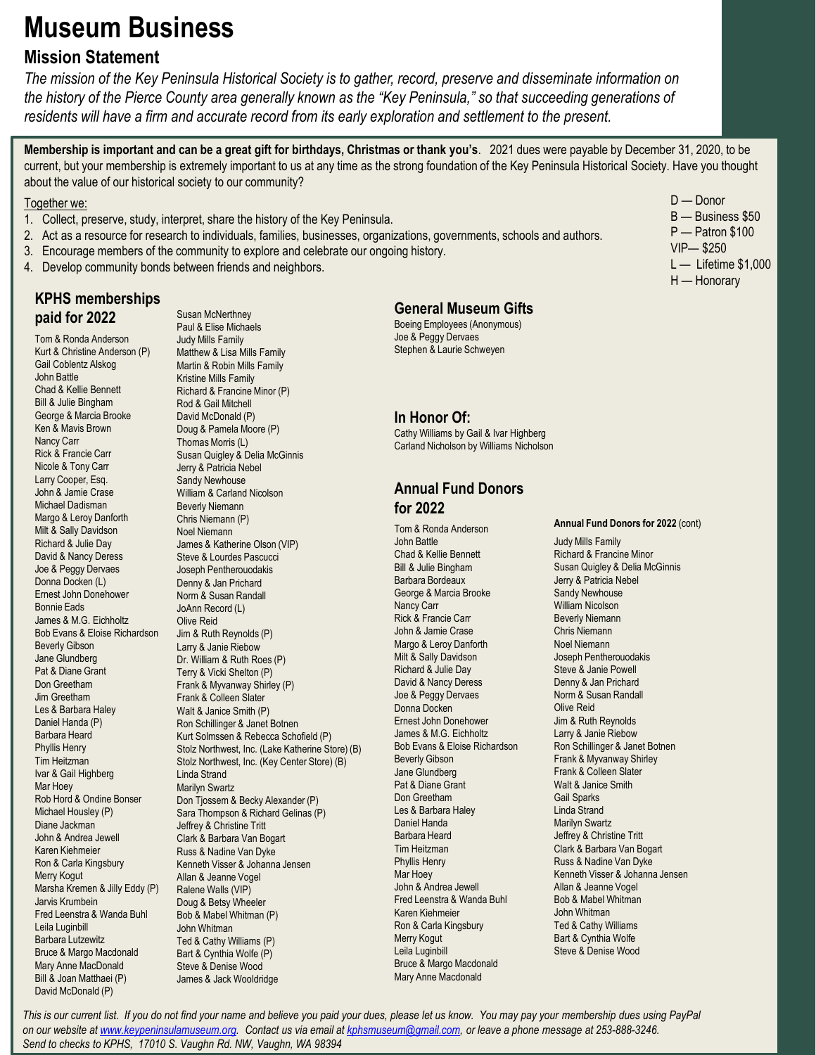# Museum Business

## Mission Statement

*The mission of the Key Peninsula Historical Society is to gather, record, preserve and disseminate information on the history of the Pierce County area generally known as the "Key Peninsula," so that succeeding generations of residents will have a firm and accurate record from its early exploration and settlement to the present.*

**Membership is important and can be a great gift for birthdays, Christmas or thank you's**. 2021 dues were payable by December 31, 2020, to be current, but your membership is extremely important to us at any time as the strong foundation of the Key Peninsula Historical Society. Have you thought about the value of our historical society to our community?

Together we:

1. Collect, preserve, study, interpret, share the history of the Key Peninsula.
2. Act as a resource for research to individuals, families, businesses, organizations, governments, schools and authors.
3. Encourage members of the community to explore and celebrate our ongoing history.
4. Develop community bonds between friends and neighbors.

D — Donor
B — Business $50
P — Patron $100
VIP— $250
L — Lifetime $1,000
H — Honorary

## KPHS memberships paid for 2022

Tom & Ronda Anderson
Kurt & Christine Anderson (P)
Gail Coblentz Alskog
John Battle
Chad & Kellie Bennett
Bill & Julie Bingham
George & Marcia Brooke
Ken & Mavis Brown
Nancy Carr
Rick & Francie Carr
Nicole & Tony Carr
Larry Cooper, Esq.
John & Jamie Crase
Michael Dadisman
Margo & Leroy Danforth
Milt & Sally Davidson
Richard & Julie Day
David & Nancy Deress
Joe & Peggy Dervaes
Donna Docken (L)
Ernest John Donehower
Bonnie Eads
James & M.G. Eichholtz
Bob Evans & Eloise Richardson
Beverly Gibson
Jane Glundberg
Pat & Diane Grant
Don Greetham
Jim Greetham
Les & Barbara Haley
Daniel Handa (P)
Barbara Heard
Phyllis Henry
Tim Heitzman
Ivar & Gail Highberg
Mar Hoey
Rob Hord & Ondine Bonser
Michael Housley (P)
Diane Jackman
John & Andrea Jewell
Karen Kiehmeier
Ron & Carla Kingsbury
Merry Kogut
Marsha Kremen & Jilly Eddy (P)
Jarvis Krumbein
Fred Leenstra & Wanda Buhl
Leila Luginbill
Barbara Lutzewitz
Bruce & Margo Macdonald
Mary Anne MacDonald
Bill & Joan Matthaei (P)
David McDonald (P)
Susan McNerthney
Paul & Elise Michaels
Judy Mills Family
Matthew & Lisa Mills Family
Martin & Robin Mills Family
Kristine Mills Family
Richard & Francine Minor (P)
Rod & Gail Mitchell
David McDonald (P)
Doug & Pamela Moore (P)
Thomas Morris (L)
Susan Quigley & Delia McGinnis
Jerry & Patricia Nebel
Sandy Newhouse
William & Carland Nicolson
Beverly Niemann
Chris Niemann (P)
Noel Niemann
James & Katherine Olson (VIP)
Steve & Lourdes Pascucci
Joseph Pentherouodakis
Denny & Jan Prichard
Norm & Susan Randall
JoAnn Record (L)
Olive Reid
Jim & Ruth Reynolds (P)
Larry & Janie Riebow
Dr. William & Ruth Roes (P)
Terry & Vicki Shelton (P)
Frank & Myvanway Shirley (P)
Frank & Colleen Slater
Walt & Janice Smith (P)
Ron Schillinger & Janet Botnen
Kurt Solmssen & Rebecca Schofield (P)
Stolz Northwest, Inc. (Lake Katherine Store) (B)
Stolz Northwest, Inc. (Key Center Store) (B)
Linda Strand
Marilyn Swartz
Don Tjossem & Becky Alexander (P)
Sara Thompson & Richard Gelinas (P)
Jeffrey & Christine Tritt
Clark & Barbara Van Bogart
Russ & Nadine Van Dyke
Kenneth Visser & Johanna Jensen
Allan & Jeanne Vogel
Ralene Walls (VIP)
Doug & Betsy Wheeler
Bob & Mabel Whitman (P)
John Whitman
Ted & Cathy Williams (P)
Bart & Cynthia Wolfe (P)
Steve & Denise Wood
James & Jack Wooldridge

## General Museum Gifts

Boeing Employees (Anonymous)
Joe & Peggy Dervaes
Stephen & Laurie Schweyen

## In Honor Of:

Cathy Williams by Gail & Ivar Highberg
Carland Nicholson by Williams Nicholson

## Annual Fund Donors for 2022

Tom & Ronda Anderson
John Battle
Chad & Kellie Bennett
Bill & Julie Bingham
Barbara Bordeaux
George & Marcia Brooke
Nancy Carr
Rick & Francie Carr
John & Jamie Crase
Margo & Leroy Danforth
Milt & Sally Davidson
Richard & Julie Day
David & Nancy Deress
Joe & Peggy Dervaes
Donna Docken
Ernest John Donehower
James & M.G. Eichholtz
Bob Evans & Eloise Richardson
Beverly Gibson
Jane Glundberg
Pat & Diane Grant
Don Greetham
Les & Barbara Haley
Daniel Handa
Barbara Heard
Tim Heitzman
Phyllis Henry
Mar Hoey
John & Andrea Jewell
Fred Leenstra & Wanda Buhl
Karen Kiehmeier
Ron & Carla Kingsbury
Merry Kogut
Leila Luginbill
Bruce & Margo Macdonald
Mary Anne Macdonald

**Annual Fund Donors for 2022** (cont)

Judy Mills Family
Richard & Francine Minor
Susan Quigley & Delia McGinnis
Jerry & Patricia Nebel
Sandy Newhouse
William Nicolson
Beverly Niemann
Chris Niemann
Noel Niemann
Joseph Pentherouodakis
Steve & Janie Powell
Denny & Jan Prichard
Norm & Susan Randall
Olive Reid
Jim & Ruth Reynolds
Larry & Janie Riebow
Ron Schillinger & Janet Botnen
Frank & Myvanway Shirley
Frank & Colleen Slater
Walt & Janice Smith
Gail Sparks
Linda Strand
Marilyn Swartz
Jeffrey & Christine Tritt
Clark & Barbara Van Bogart
Russ & Nadine Van Dyke
Kenneth Visser & Johanna Jensen
Allan & Jeanne Vogel
Bob & Mabel Whitman
John Whitman
Ted & Cathy Williams
Bart & Cynthia Wolfe
Steve & Denise Wood

*This is our current list. If you do not find your name and believe you paid your dues, please let us know. You may pay your membership dues using PayPal on our website at [www.keypeninsulamuseum.org](http://www.keypeninsulamuseum.org). Contact us via email at [kphsmuseum@gmail.com](mailto:kphsmuseum@gmail.com), or leave a phone message at 253-888-3246. Send to checks to KPHS, 17010 S. Vaughn Rd. NW, Vaughn, WA 98394*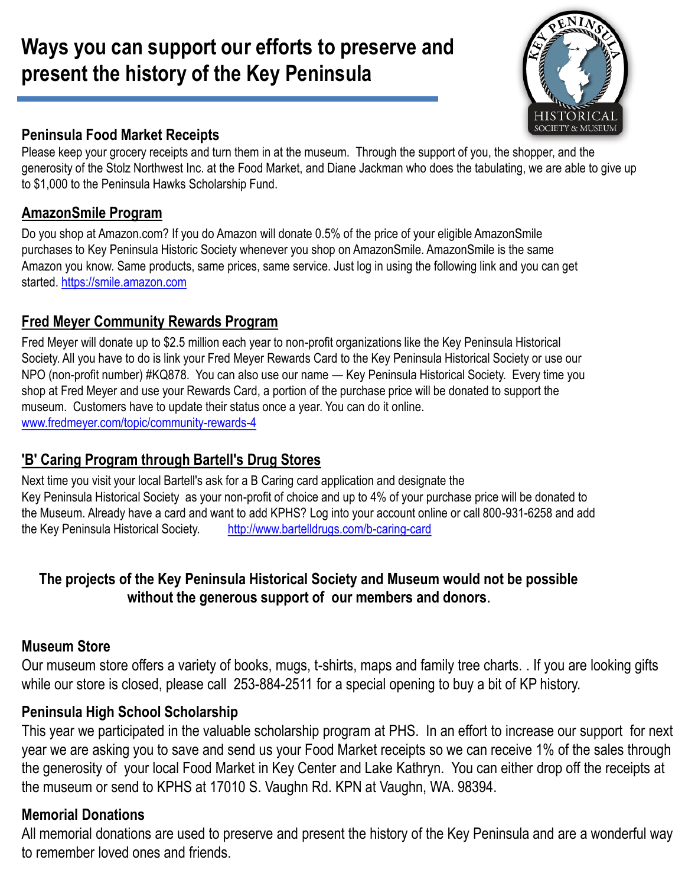# Ways you can support our efforts to preserve and present the history of the Key Peninsula

## Peninsula Food Market Receipts

Please keep your grocery receipts and turn them in at the museum. Through the support of you, the shopper, and the generosity of the Stolz Northwest Inc. at the Food Market, and Diane Jackman who does the tabulating, we are able to give up to $1,000 to the Peninsula Hawks Scholarship Fund.

## AmazonSmile Program

Do you shop at Amazon.com? If you do Amazon will donate 0.5% of the price of your eligible AmazonSmile purchases to Key Peninsula Historic Society whenever you shop on AmazonSmile. AmazonSmile is the same Amazon you know. Same products, same prices, same service. Just log in using the following link and you can get started. https://smile.amazon.com

## Fred Meyer Community Rewards Program

Fred Meyer will donate up to $2.5 million each year to non-profit organizations like the Key Peninsula Historical Society. All you have to do is link your Fred Meyer Rewards Card to the Key Peninsula Historical Society or use our NPO (non-profit number) #KQ878. You can also use our name — Key Peninsula Historical Society. Every time you shop at Fred Meyer and use your Rewards Card, a portion of the purchase price will be donated to support the museum. Customers have to update their status once a year. You can do it online. www.fredmeyer.com/topic/community-rewards-4

## 'B' Caring Program through Bartell's Drug Stores

Next time you visit your local Bartell's ask for a B Caring card application and designate the Key Peninsula Historical Society as your non-profit of choice and up to 4% of your purchase price will be donated to the Museum. Already have a card and want to add KPHS? Log into your account online or call 800-931-6258 and add the Key Peninsula Historical Society. http://www.bartelldrugs.com/b-caring-card

**The projects of the Key Peninsula Historical Society and Museum would not be possible without the generous support of our members and donors.**

## Museum Store

Our museum store offers a variety of books, mugs, t-shirts, maps and family tree charts. . If you are looking gifts while our store is closed, please call 253-884-2511 for a special opening to buy a bit of KP history.

## Peninsula High School Scholarship

This year we participated in the valuable scholarship program at PHS. In an effort to increase our support for next year we are asking you to save and send us your Food Market receipts so we can receive 1% of the sales through the generosity of your local Food Market in Key Center and Lake Kathryn. You can either drop off the receipts at the museum or send to KPHS at 17010 S. Vaughn Rd. KPN at Vaughn, WA. 98394.

## Memorial Donations

All memorial donations are used to preserve and present the history of the Key Peninsula and are a wonderful way to remember loved ones and friends.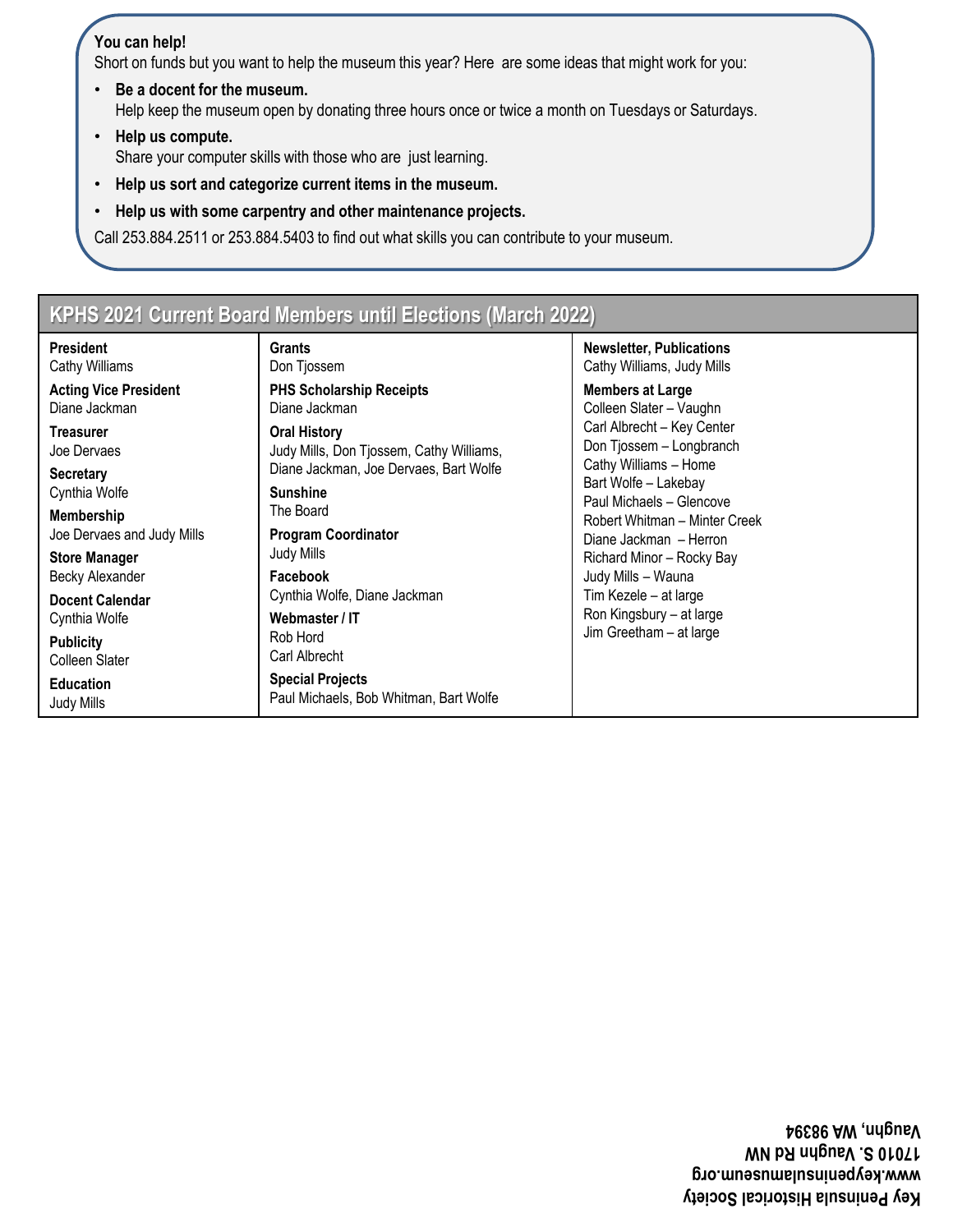**You can help!**

Short on funds but you want to help the museum this year? Here are some ideas that might work for you:

- **Be a docent for the museum.**
  Help keep the museum open by donating three hours once or twice a month on Tuesdays or Saturdays.
- **Help us compute.**
  Share your computer skills with those who are just learning.
- **Help us sort and categorize current items in the museum.**
- **Help us with some carpentry and other maintenance projects.**

Call 253.884.2511 or 253.884.5403 to find out what skills you can contribute to your museum.

## KPHS 2021 Current Board Members until Elections (March 2022)

**President**
Cathy Williams

**Acting Vice President**
Diane Jackman

**Treasurer**
Joe Dervaes

**Secretary**
Cynthia Wolfe

**Membership**
Joe Dervaes and Judy Mills

**Store Manager**
Becky Alexander

**Docent Calendar**
Cynthia Wolfe

**Publicity**
Colleen Slater

**Education**
Judy Mills

**Grants**
Don Tjossem

**PHS Scholarship Receipts**
Diane Jackman

**Oral History**
Judy Mills, Don Tjossem, Cathy Williams, Diane Jackman, Joe Dervaes, Bart Wolfe

**Sunshine**
The Board

**Program Coordinator**
Judy Mills

**Facebook**
Cynthia Wolfe, Diane Jackman

**Webmaster / IT**
Rob Hord
Carl Albrecht

**Special Projects**
Paul Michaels, Bob Whitman, Bart Wolfe

**Newsletter, Publications**
Cathy Williams, Judy Mills

**Members at Large**
Colleen Slater – Vaughn
Carl Albrecht – Key Center
Don Tjossem – Longbranch
Cathy Williams – Home
Bart Wolfe – Lakebay
Paul Michaels – Glencove
Robert Whitman – Minter Creek
Diane Jackman – Herron
Richard Minor – Rocky Bay
Judy Mills – Wauna
Tim Kezele – at large
Ron Kingsbury – at large
Jim Greetham – at large

**Key Peninsula Historical Society**
**www.keypeninsulamuseum.org**
**17010 S. Vaughn Rd NW**
**Vaughn, WA 98394**